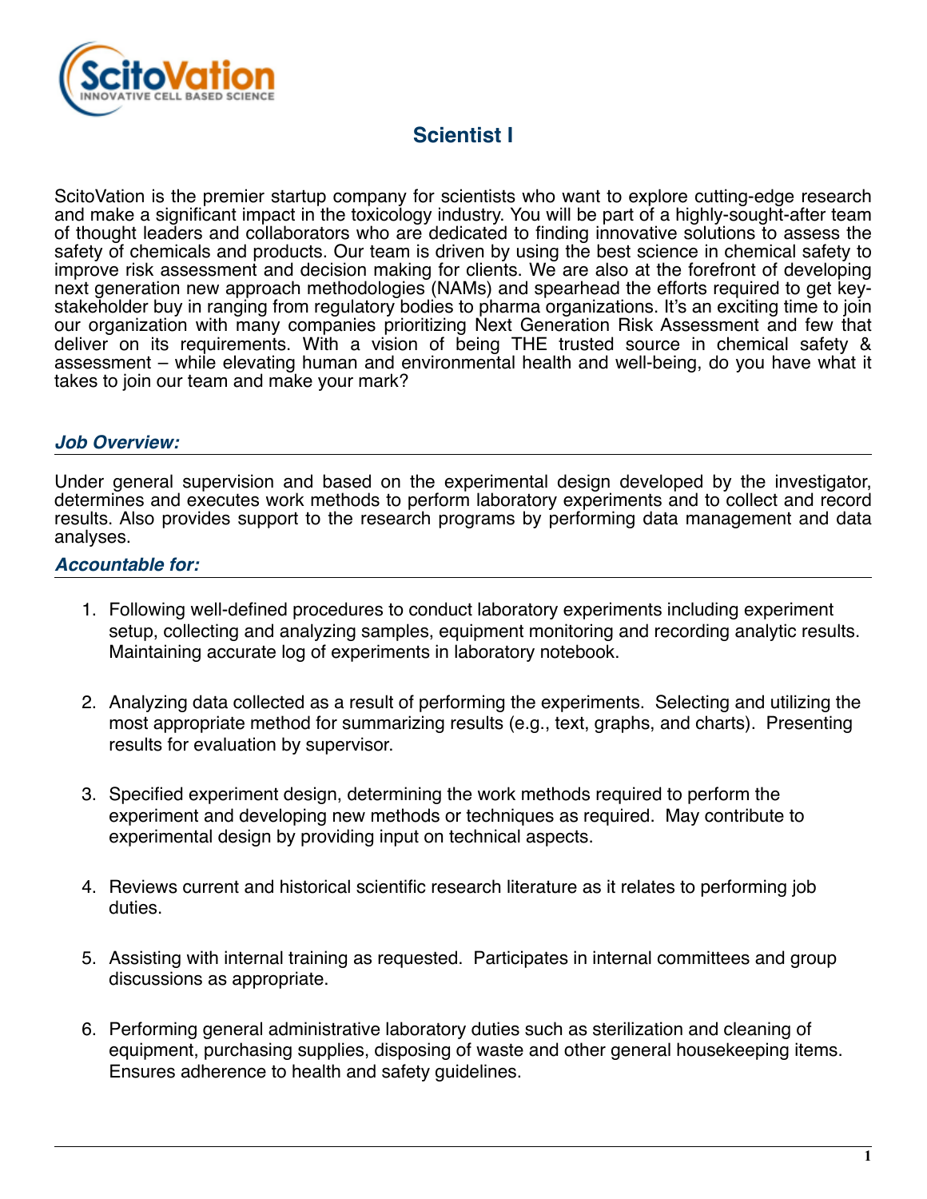# Scientist I

ScitoVation is the premier startup company for scientists who want to explore cutting-edge research and make a significant impact in the toxicology industry. You will be part of a highly-sought-after team of thought leaders and collaborators who are dedicated to finding innovative solutions to assess the safety of chemicals and products. Our team is driven by using the best science in chemical safety to improve risk assessment and decision making for clients. We are also at the forefront of developing next generation new approach methodologies (NAMs) and spearhead the efforts required to get key-stakeholder buy in ranging from regulatory bodies to pharma organizations. It's an exciting time to join our organization with many companies prioritizing Next Generation Risk Assessment and few that deliver on its requirements. With a vision of being THE trusted source in chemical safety & assessment – while elevating human and environmental health and well-being, do you have what it takes to join our team and make your mark?

### *Job Overview:*

Under general supervision and based on the experimental design developed by the investigator, determines and executes work methods to perform laboratory experiments and to collect and record results. Also provides support to the research programs by performing data management and data analyses.

### *Accountable for:*

1. Following well-defined procedures to conduct laboratory experiments including experiment setup, collecting and analyzing samples, equipment monitoring and recording analytic results. Maintaining accurate log of experiments in laboratory notebook.

2. Analyzing data collected as a result of performing the experiments. Selecting and utilizing the most appropriate method for summarizing results (e.g., text, graphs, and charts). Presenting results for evaluation by supervisor.

3. Specified experiment design, determining the work methods required to perform the experiment and developing new methods or techniques as required. May contribute to experimental design by providing input on technical aspects.

4. Reviews current and historical scientific research literature as it relates to performing job duties.

5. Assisting with internal training as requested. Participates in internal committees and group discussions as appropriate.

6. Performing general administrative laboratory duties such as sterilization and cleaning of equipment, purchasing supplies, disposing of waste and other general housekeeping items. Ensures adherence to health and safety guidelines.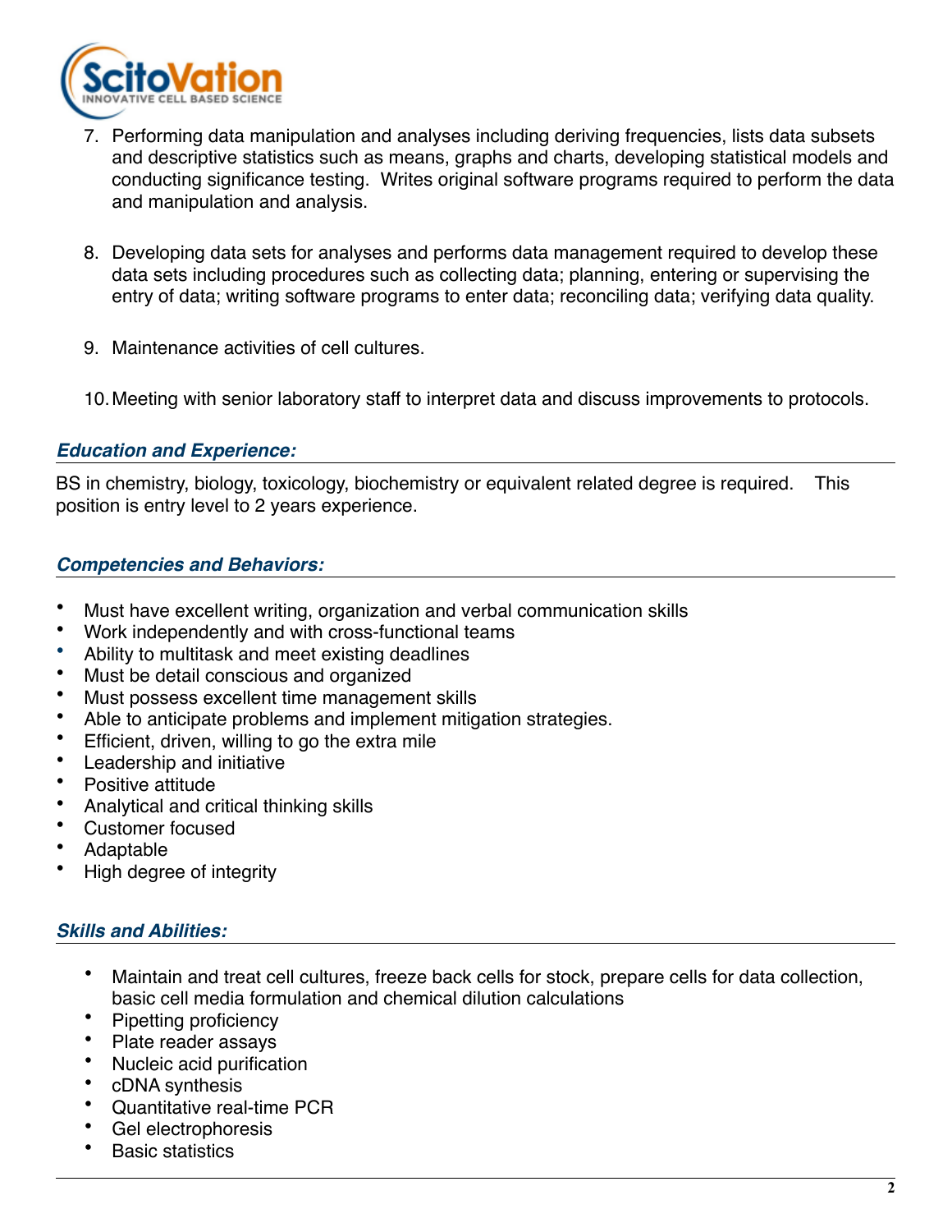7. Performing data manipulation and analyses including deriving frequencies, lists data subsets and descriptive statistics such as means, graphs and charts, developing statistical models and conducting significance testing. Writes original software programs required to perform the data and manipulation and analysis.

8. Developing data sets for analyses and performs data management required to develop these data sets including procedures such as collecting data; planning, entering or supervising the entry of data; writing software programs to enter data; reconciling data; verifying data quality.

9. Maintenance activities of cell cultures.

10. Meeting with senior laboratory staff to interpret data and discuss improvements to protocols.

### *Education and Experience:*

BS in chemistry, biology, toxicology, biochemistry or equivalent related degree is required. This position is entry level to 2 years experience.

### *Competencies and Behaviors:*

- Must have excellent writing, organization and verbal communication skills
- Work independently and with cross-functional teams
- Ability to multitask and meet existing deadlines
- Must be detail conscious and organized
- Must possess excellent time management skills
- Able to anticipate problems and implement mitigation strategies.
- Efficient, driven, willing to go the extra mile
- Leadership and initiative
- Positive attitude
- Analytical and critical thinking skills
- Customer focused
- Adaptable
- High degree of integrity

### *Skills and Abilities:*

- Maintain and treat cell cultures, freeze back cells for stock, prepare cells for data collection, basic cell media formulation and chemical dilution calculations
- Pipetting proficiency
- Plate reader assays
- Nucleic acid purification
- cDNA synthesis
- Quantitative real-time PCR
- Gel electrophoresis
- Basic statistics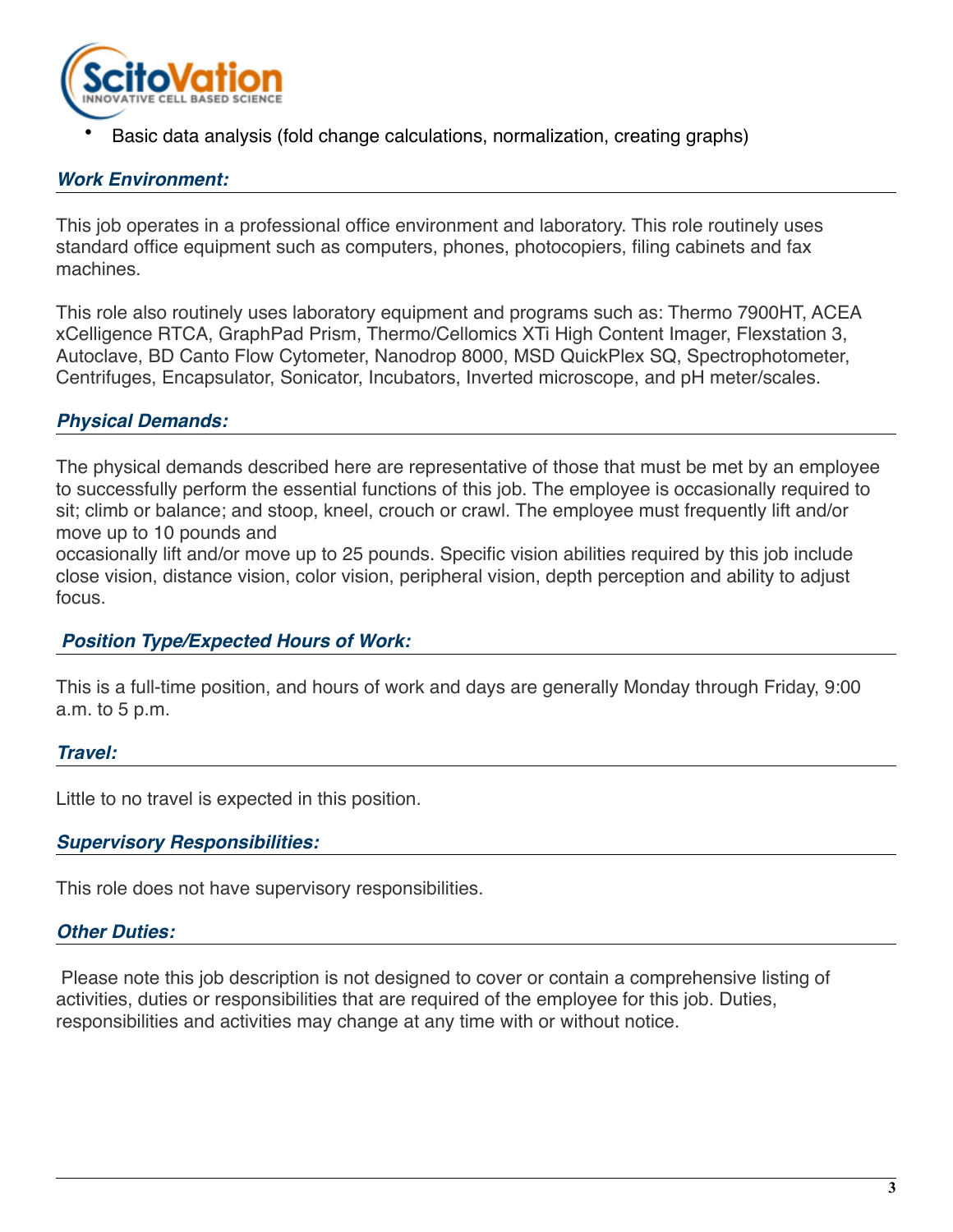- Basic data analysis (fold change calculations, normalization, creating graphs)

### *Work Environment:*

This job operates in a professional office environment and laboratory. This role routinely uses standard office equipment such as computers, phones, photocopiers, filing cabinets and fax machines.

This role also routinely uses laboratory equipment and programs such as: Thermo 7900HT, ACEA xCelligence RTCA, GraphPad Prism, Thermo/Cellomics XTi High Content Imager, Flexstation 3, Autoclave, BD Canto Flow Cytometer, Nanodrop 8000, MSD QuickPlex SQ, Spectrophotometer, Centrifuges, Encapsulator, Sonicator, Incubators, Inverted microscope, and pH meter/scales.

### *Physical Demands:*

The physical demands described here are representative of those that must be met by an employee to successfully perform the essential functions of this job. The employee is occasionally required to sit; climb or balance; and stoop, kneel, crouch or crawl. The employee must frequently lift and/or move up to 10 pounds and
occasionally lift and/or move up to 25 pounds. Specific vision abilities required by this job include close vision, distance vision, color vision, peripheral vision, depth perception and ability to adjust focus.

### *Position Type/Expected Hours of Work:*

This is a full-time position, and hours of work and days are generally Monday through Friday, 9:00 a.m. to 5 p.m.

### *Travel:*

Little to no travel is expected in this position.

### *Supervisory Responsibilities:*

This role does not have supervisory responsibilities.

### *Other Duties:*

Please note this job description is not designed to cover or contain a comprehensive listing of activities, duties or responsibilities that are required of the employee for this job. Duties, responsibilities and activities may change at any time with or without notice.